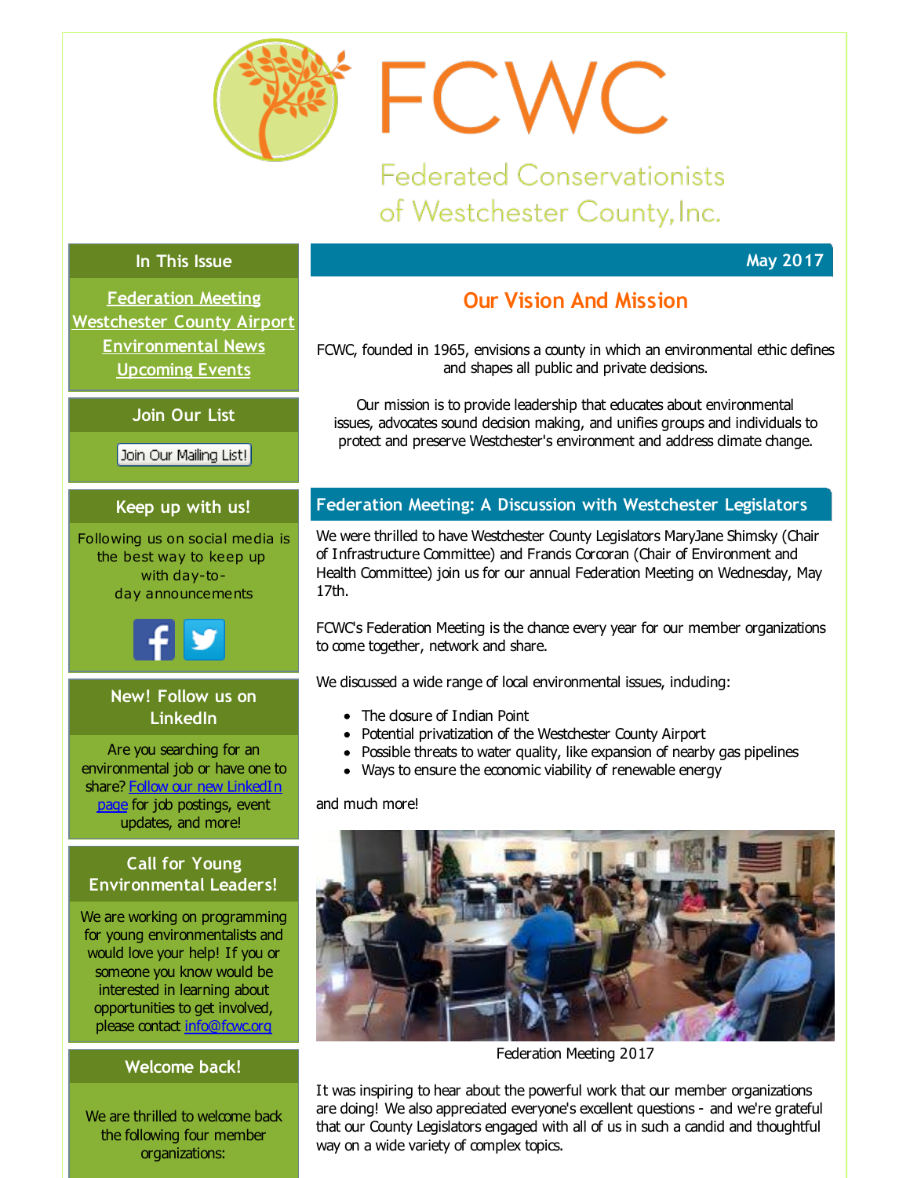# FCWC

Federated Conservationists of Westchester County, Inc.

May 2017

## Our Vision And Mission

FCWC, founded in 1965, envisions a county in which an environmental ethic defines and shapes all public and private decisions.

Our mission is to provide leadership that educates about environmental issues, advocates sound decision making, and unifies groups and individuals to protect and preserve Westchester's environment and address climate change.

## Federation Meeting: A Discussion with Westchester Legislators

We were thrilled to have Westchester County Legislators MaryJane Shimsky (Chair of Infrastructure Committee) and Francis Corcoran (Chair of Environment and Health Committee) join us for our annual Federation Meeting on Wednesday, May 17th.

FCWC's Federation Meeting is the chance every year for our member organizations to come together, network and share.

We discussed a wide range of local environmental issues, including:

- The closure of Indian Point
- Potential privatization of the Westchester County Airport
- Possible threats to water quality, like expansion of nearby gas pipelines
- Ways to ensure the economic viability of renewable energy

and much more!

Federation Meeting 2017

It was inspiring to hear about the powerful work that our member organizations are doing! We also appreciated everyone's excellent questions - and we're grateful that our County Legislators engaged with all of us in such a candid and thoughtful way on a wide variety of complex topics.

### In This Issue

- Federation Meeting
- Westchester County Airport
- Environmental News
- Upcoming Events

### Join Our List

Join Our Mailing List!

### Keep up with us!

Following us on social media is the best way to keep up with day-to-day announcements

### New! Follow us on LinkedIn

Are you searching for an environmental job or have one to share? Follow our new LinkedIn page for job postings, event updates, and more!

### Call for Young Environmental Leaders!

We are working on programming for young environmentalists and would love your help! If you or someone you know would be interested in learning about opportunities to get involved, please contact info@fcwc.org

### Welcome back!

We are thrilled to welcome back the following four member organizations: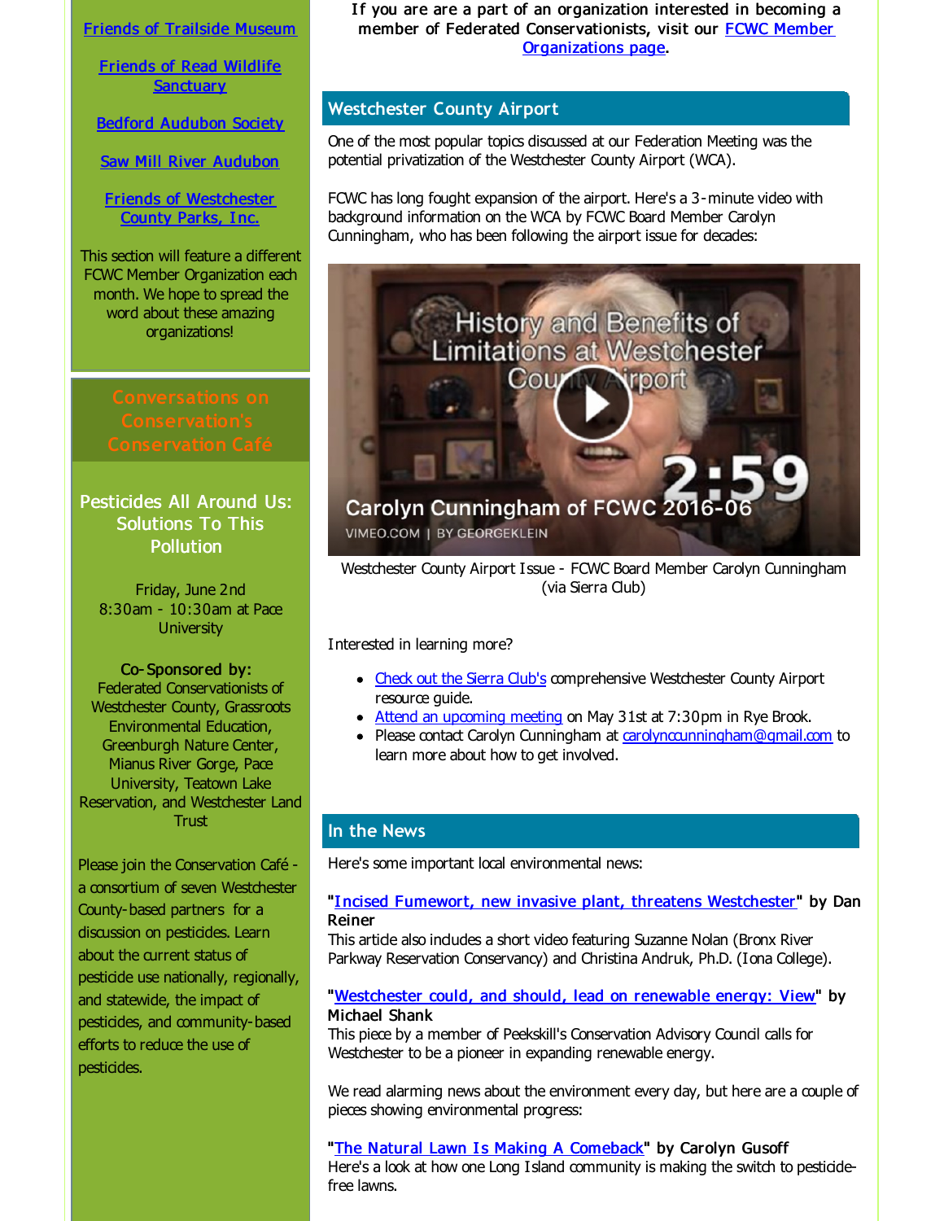Friends of Trailside Museum

Friends of Read Wildlife Sanctuary

Bedford Audubon Society

Saw Mill River Audubon

Friends of Westchester County Parks, Inc.

This section will feature a different FCWC Member Organization each month. We hope to spread the word about these amazing organizations!

## Conversations on Conservation's Conservation Café

### Pesticides All Around Us: Solutions To This Pollution

Friday, June 2nd
8:30am - 10:30am at Pace University

**Co-Sponsored by:**
Federated Conservationists of Westchester County, Grassroots Environmental Education, Greenburgh Nature Center, Mianus River Gorge, Pace University, Teatown Lake Reservation, and Westchester Land Trust

Please join the Conservation Café - a consortium of seven Westchester County-based partners for a discussion on pesticides. Learn about the current status of pesticide use nationally, regionally, and statewide, the impact of pesticides, and community-based efforts to reduce the use of pesticides.

If you are are a part of an organization interested in becoming a member of Federated Conservationists, visit our FCWC Member Organizations page.

## Westchester County Airport

One of the most popular topics discussed at our Federation Meeting was the potential privatization of the Westchester County Airport (WCA).

FCWC has long fought expansion of the airport. Here's a 3-minute video with background information on the WCA by FCWC Board Member Carolyn Cunningham, who has been following the airport issue for decades:

Westchester County Airport Issue - FCWC Board Member Carolyn Cunningham (via Sierra Club)

Interested in learning more?

- Check out the Sierra Club's comprehensive Westchester County Airport resource guide.
- Attend an upcoming meeting on May 31st at 7:30pm in Rye Brook.
- Please contact Carolyn Cunningham at carolyncunningham@gmail.com to learn more about how to get involved.

## In the News

Here's some important local environmental news:

"**Incised Fumewort, new invasive plant, threatens Westchester**" **by Dan Reiner**
This article also includes a short video featuring Suzanne Nolan (Bronx River Parkway Reservation Conservancy) and Christina Andruk, Ph.D. (Iona College).

"**Westchester could, and should, lead on renewable energy: View**" **by Michael Shank**
This piece by a member of Peekskill's Conservation Advisory Council calls for Westchester to be a pioneer in expanding renewable energy.

We read alarming news about the environment every day, but here are a couple of pieces showing environmental progress:

"**The Natural Lawn Is Making A Comeback**" **by Carolyn Gusoff**
Here's a look at how one Long Island community is making the switch to pesticide-free lawns.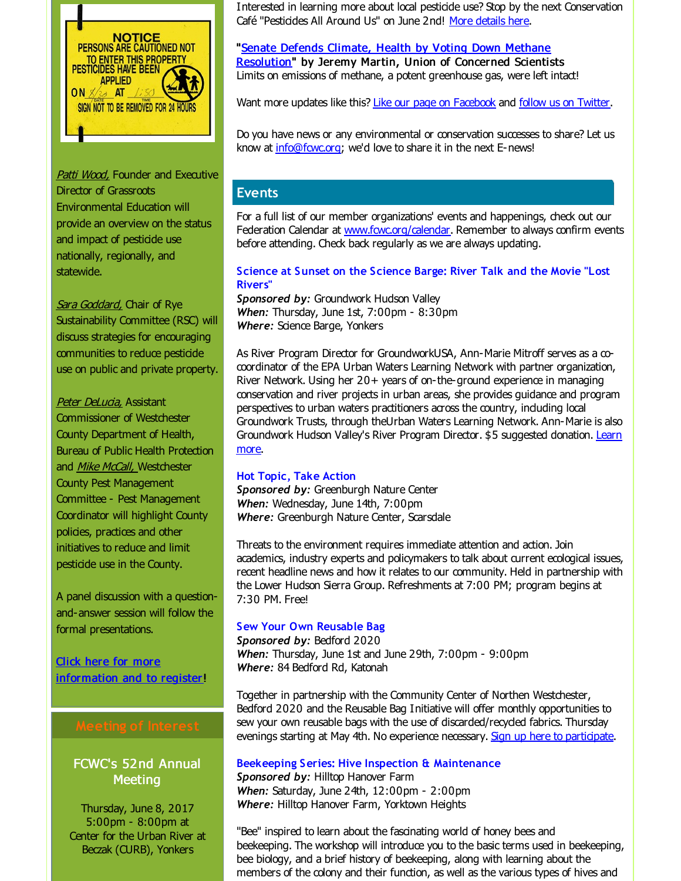NOTICE
PERSONS ARE CAUTIONED NOT TO ENTER THIS PROPERTY PESTICIDES HAVE BEEN APPLIED
ON 8/30 AT 1:50
SIGN NOT TO BE REMOVED FOR 24 HOURS

*Patti Wood,* Founder and Executive Director of Grassroots Environmental Education will provide an overview on the status and impact of pesticide use nationally, regionally, and statewide.

*Sara Goddard,* Chair of Rye Sustainability Committee (RSC) will discuss strategies for encouraging communities to reduce pesticide use on public and private property.

*Peter DeLucia,* Assistant Commissioner of Westchester County Department of Health, Bureau of Public Health Protection and *Mike McCall,* Westchester County Pest Management Committee - Pest Management Coordinator will highlight County policies, practices and other initiatives to reduce and limit pesticide use in the County.

A panel discussion with a question-and-answer session will follow the formal presentations.

**Click here for more information and to register!**

## Meeting of Interest

**FCWC's 52nd Annual Meeting**

Thursday, June 8, 2017
5:00pm - 8:00pm at Center for the Urban River at Beczak (CURB), Yonkers

Interested in learning more about local pesticide use? Stop by the next Conservation Café "Pesticides All Around Us" on June 2nd! More details here.

**"Senate Defends Climate, Health by Voting Down Methane Resolution" by Jeremy Martin, Union of Concerned Scientists**
Limits on emissions of methane, a potent greenhouse gas, were left intact!

Want more updates like this? Like our page on Facebook and follow us on Twitter.

Do you have news or any environmental or conservation successes to share? Let us know at info@fcwc.org; we'd love to share it in the next E-news!

## Events

For a full list of our member organizations' events and happenings, check out our Federation Calendar at www.fcwc.org/calendar. Remember to always confirm events before attending. Check back regularly as we are always updating.

### Science at Sunset on the Science Barge: River Talk and the Movie "Lost Rivers"

***Sponsored by:*** Groundwork Hudson Valley
***When:*** Thursday, June 1st, 7:00pm - 8:30pm
***Where:*** Science Barge, Yonkers

As River Program Director for GroundworkUSA, Ann-Marie Mitroff serves as a co-coordinator of the EPA Urban Waters Learning Network with partner organization, River Network. Using her 20+ years of on-the-ground experience in managing conservation and river projects in urban areas, she provides guidance and program perspectives to urban waters practitioners across the country, including local Groundwork Trusts, through theUrban Waters Learning Network. Ann-Marie is also Groundwork Hudson Valley's River Program Director. $5 suggested donation. Learn more.

### Hot Topic, Take Action

***Sponsored by:*** Greenburgh Nature Center
***When:*** Wednesday, June 14th, 7:00pm
***Where:*** Greenburgh Nature Center, Scarsdale

Threats to the environment requires immediate attention and action. Join academics, industry experts and policymakers to talk about current ecological issues, recent headline news and how it relates to our community. Held in partnership with the Lower Hudson Sierra Group. Refreshments at 7:00 PM; program begins at 7:30 PM. Free!

### Sew Your Own Reusable Bag

***Sponsored by:*** Bedford 2020
***When:*** Thursday, June 1st and June 29th, 7:00pm - 9:00pm
***Where:*** 84 Bedford Rd, Katonah

Together in partnership with the Community Center of Northen Westchester, Bedford 2020 and the Reusable Bag Initiative will offer monthly opportunities to sew your own reusable bags with the use of discarded/recycled fabrics. Thursday evenings starting at May 4th. No experience necessary. Sign up here to participate.

### Beekeeping Series: Hive Inspection & Maintenance

***Sponsored by:*** Hilltop Hanover Farm
***When:*** Saturday, June 24th, 12:00pm - 2:00pm
***Where:*** Hilltop Hanover Farm, Yorktown Heights

"Bee" inspired to learn about the fascinating world of honey bees and beekeeping. The workshop will introduce you to the basic terms used in beekeeping, bee biology, and a brief history of beekeeping, along with learning about the members of the colony and their function, as well as the various types of hives and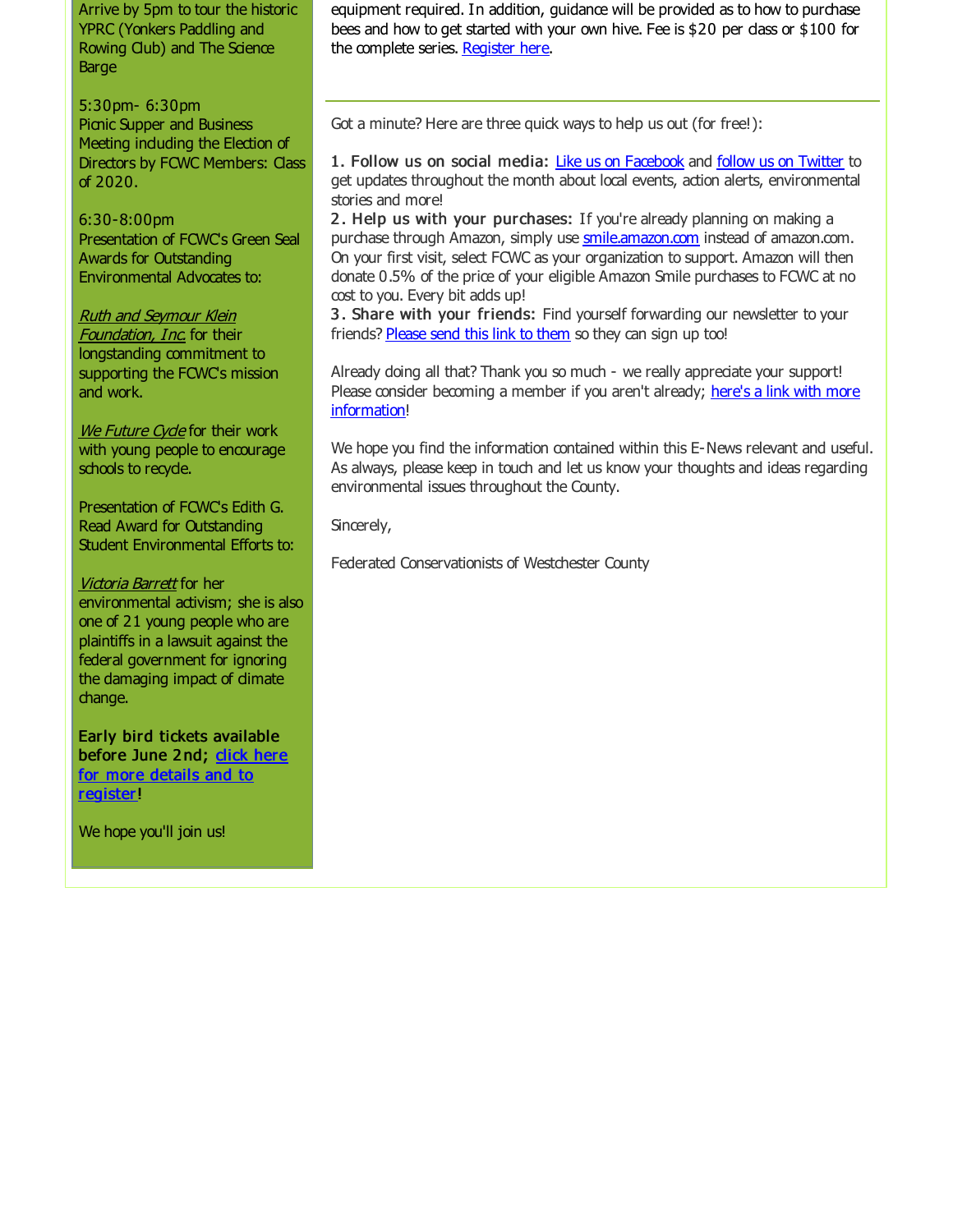Arrive by 5pm to tour the historic YPRC (Yonkers Paddling and Rowing Club) and The Science Barge

5:30pm- 6:30pm
Picnic Supper and Business Meeting including the Election of Directors by FCWC Members: Class of 2020.

6:30-8:00pm
Presentation of FCWC's Green Seal Awards for Outstanding Environmental Advocates to:

*Ruth and Seymour Klein Foundation, Inc.* for their longstanding commitment to supporting the FCWC's mission and work.

*We Future Cycle* for their work with young people to encourage schools to recycle.

Presentation of FCWC's Edith G. Read Award for Outstanding Student Environmental Efforts to:

*Victoria Barrett* for her environmental activism; she is also one of 21 young people who are plaintiffs in a lawsuit against the federal government for ignoring the damaging impact of climate change.

**Early bird tickets available before June 2nd; click here for more details and to register!**

We hope you'll join us!

equipment required. In addition, guidance will be provided as to how to purchase bees and how to get started with your own hive. Fee is $20 per class or $100 for the complete series. Register here.

---

Got a minute? Here are three quick ways to help us out (for free!):

**1. Follow us on social media:** Like us on Facebook and follow us on Twitter to get updates throughout the month about local events, action alerts, environmental stories and more!
**2. Help us with your purchases:** If you're already planning on making a purchase through Amazon, simply use smile.amazon.com instead of amazon.com. On your first visit, select FCWC as your organization to support. Amazon will then donate 0.5% of the price of your eligible Amazon Smile purchases to FCWC at no cost to you. Every bit adds up!
**3. Share with your friends:** Find yourself forwarding our newsletter to your friends? Please send this link to them so they can sign up too!

Already doing all that? Thank you so much - we really appreciate your support! Please consider becoming a member if you aren't already; here's a link with more information!

We hope you find the information contained within this E-News relevant and useful. As always, please keep in touch and let us know your thoughts and ideas regarding environmental issues throughout the County.

Sincerely,

Federated Conservationists of Westchester County